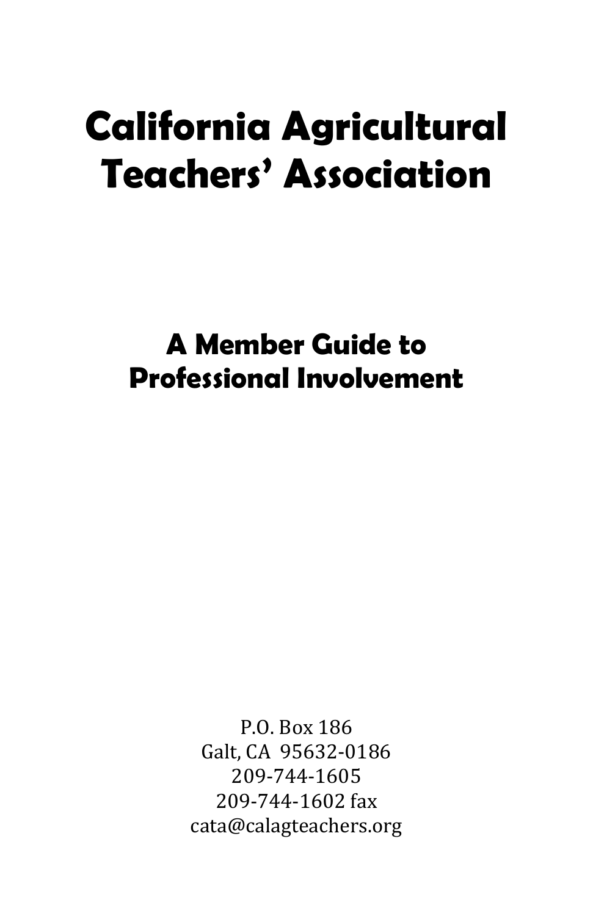# California Agricultural Teachers' Association

## A Member Guide to Professional Involvement

P.O. Box 186
Galt, CA 95632-0186
209-744-1605
209-744-1602 fax
cata@calagteachers.org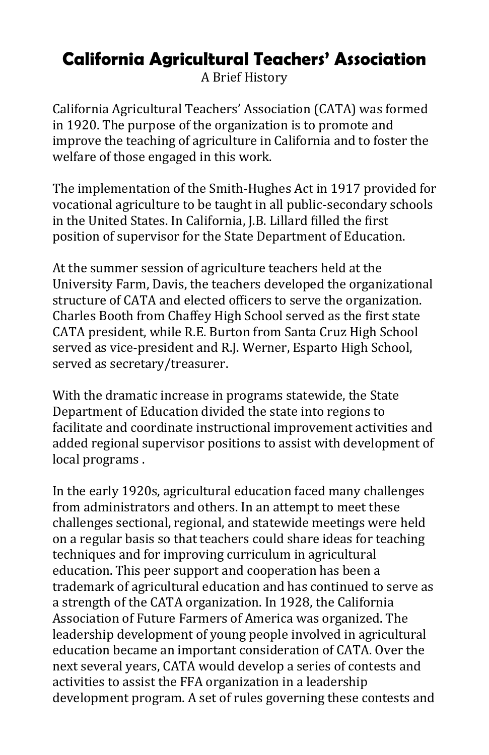# California Agricultural Teachers' Association

A Brief History

California Agricultural Teachers' Association (CATA) was formed in 1920. The purpose of the organization is to promote and improve the teaching of agriculture in California and to foster the welfare of those engaged in this work.

The implementation of the Smith-Hughes Act in 1917 provided for vocational agriculture to be taught in all public-secondary schools in the United States. In California, J.B. Lillard filled the first position of supervisor for the State Department of Education.

At the summer session of agriculture teachers held at the University Farm, Davis, the teachers developed the organizational structure of CATA and elected officers to serve the organization. Charles Booth from Chaffey High School served as the first state CATA president, while R.E. Burton from Santa Cruz High School served as vice-president and R.J. Werner, Esparto High School, served as secretary/treasurer.

With the dramatic increase in programs statewide, the State Department of Education divided the state into regions to facilitate and coordinate instructional improvement activities and added regional supervisor positions to assist with development of local programs .

In the early 1920s, agricultural education faced many challenges from administrators and others. In an attempt to meet these challenges sectional, regional, and statewide meetings were held on a regular basis so that teachers could share ideas for teaching techniques and for improving curriculum in agricultural education. This peer support and cooperation has been a trademark of agricultural education and has continued to serve as a strength of the CATA organization. In 1928, the California Association of Future Farmers of America was organized. The leadership development of young people involved in agricultural education became an important consideration of CATA. Over the next several years, CATA would develop a series of contests and activities to assist the FFA organization in a leadership development program. A set of rules governing these contests and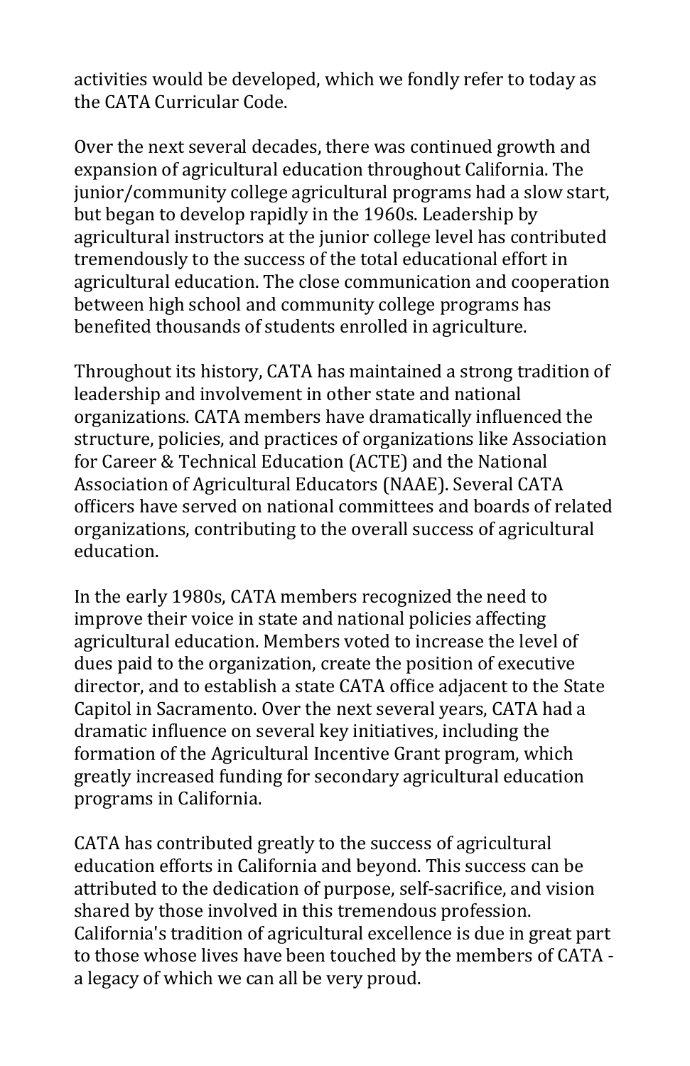activities would be developed, which we fondly refer to today as the CATA Curricular Code.

Over the next several decades, there was continued growth and expansion of agricultural education throughout California. The junior/community college agricultural programs had a slow start, but began to develop rapidly in the 1960s. Leadership by agricultural instructors at the junior college level has contributed tremendously to the success of the total educational effort in agricultural education. The close communication and cooperation between high school and community college programs has benefited thousands of students enrolled in agriculture.

Throughout its history, CATA has maintained a strong tradition of leadership and involvement in other state and national organizations. CATA members have dramatically influenced the structure, policies, and practices of organizations like Association for Career & Technical Education (ACTE) and the National Association of Agricultural Educators (NAAE). Several CATA officers have served on national committees and boards of related organizations, contributing to the overall success of agricultural education.

In the early 1980s, CATA members recognized the need to improve their voice in state and national policies affecting agricultural education. Members voted to increase the level of dues paid to the organization, create the position of executive director, and to establish a state CATA office adjacent to the State Capitol in Sacramento. Over the next several years, CATA had a dramatic influence on several key initiatives, including the formation of the Agricultural Incentive Grant program, which greatly increased funding for secondary agricultural education programs in California.

CATA has contributed greatly to the success of agricultural education efforts in California and beyond. This success can be attributed to the dedication of purpose, self-sacrifice, and vision shared by those involved in this tremendous profession. California's tradition of agricultural excellence is due in great part to those whose lives have been touched by the members of CATA - a legacy of which we can all be very proud.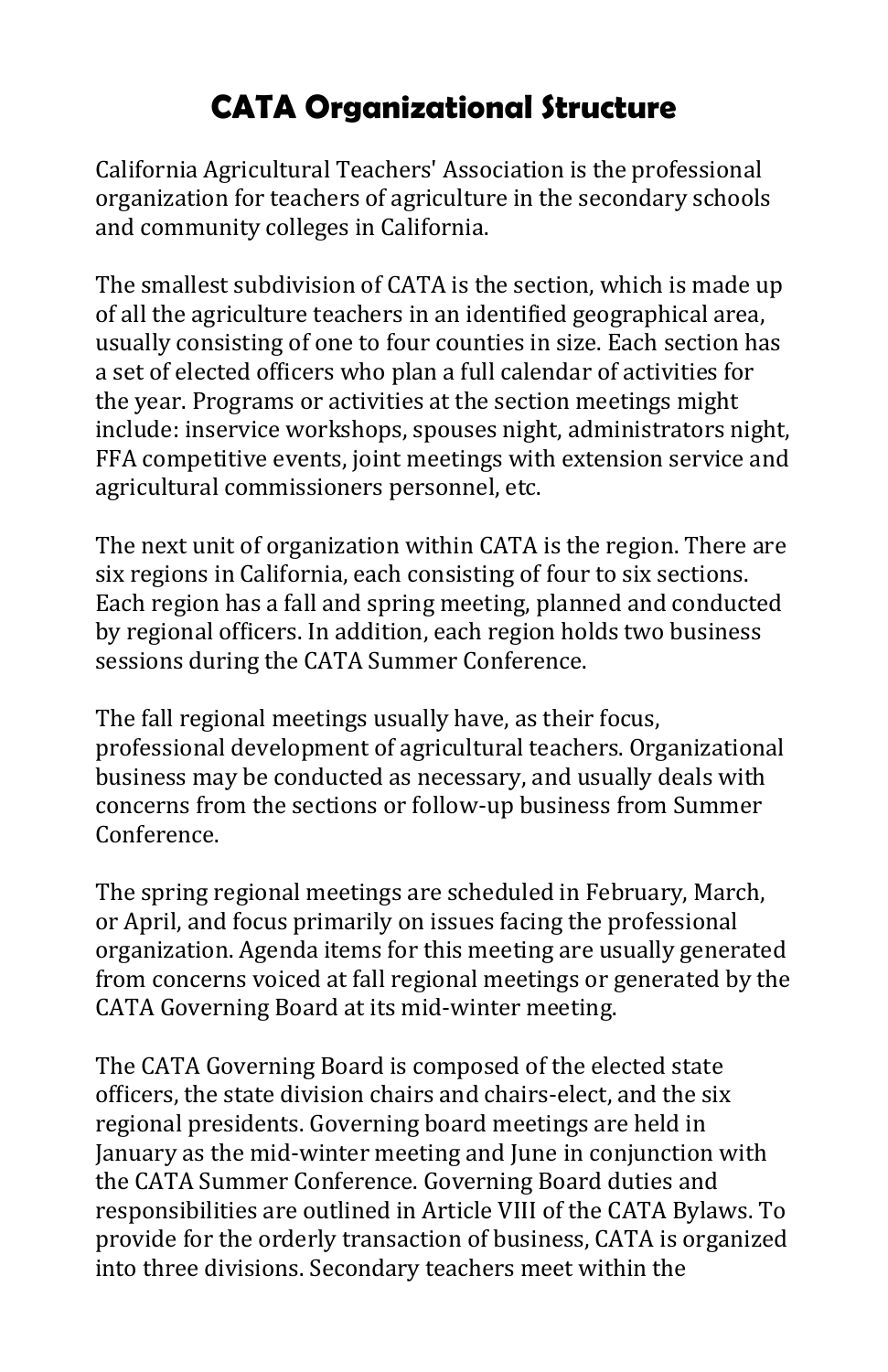# CATA Organizational Structure

California Agricultural Teachers' Association is the professional organization for teachers of agriculture in the secondary schools and community colleges in California.

The smallest subdivision of CATA is the section, which is made up of all the agriculture teachers in an identified geographical area, usually consisting of one to four counties in size. Each section has a set of elected officers who plan a full calendar of activities for the year. Programs or activities at the section meetings might include: inservice workshops, spouses night, administrators night, FFA competitive events, joint meetings with extension service and agricultural commissioners personnel, etc.

The next unit of organization within CATA is the region. There are six regions in California, each consisting of four to six sections. Each region has a fall and spring meeting, planned and conducted by regional officers. In addition, each region holds two business sessions during the CATA Summer Conference.

The fall regional meetings usually have, as their focus, professional development of agricultural teachers. Organizational business may be conducted as necessary, and usually deals with concerns from the sections or follow-up business from Summer Conference.

The spring regional meetings are scheduled in February, March, or April, and focus primarily on issues facing the professional organization. Agenda items for this meeting are usually generated from concerns voiced at fall regional meetings or generated by the CATA Governing Board at its mid-winter meeting.

The CATA Governing Board is composed of the elected state officers, the state division chairs and chairs-elect, and the six regional presidents. Governing board meetings are held in January as the mid-winter meeting and June in conjunction with the CATA Summer Conference. Governing Board duties and responsibilities are outlined in Article VIII of the CATA Bylaws. To provide for the orderly transaction of business, CATA is organized into three divisions. Secondary teachers meet within the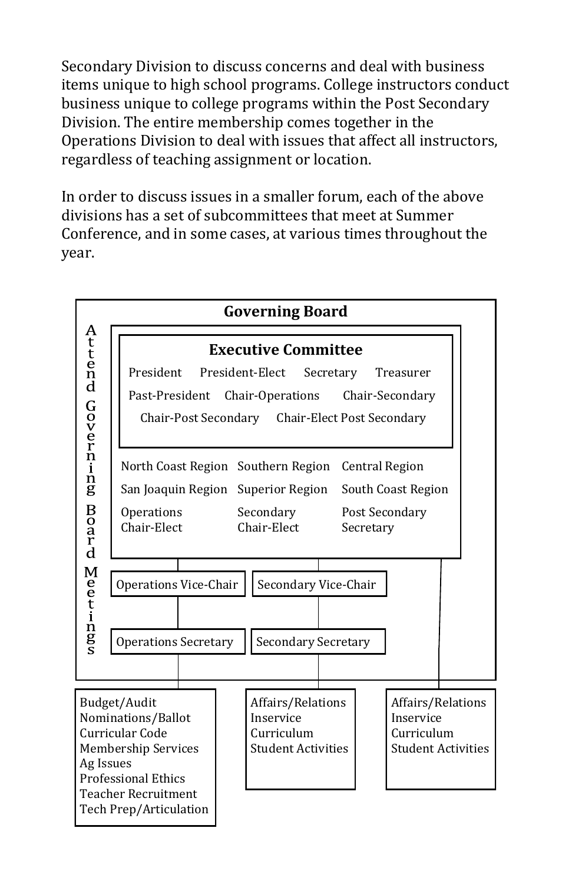Secondary Division to discuss concerns and deal with business items unique to high school programs. College instructors conduct business unique to college programs within the Post Secondary Division. The entire membership comes together in the Operations Division to deal with issues that affect all instructors, regardless of teaching assignment or location.

In order to discuss issues in a smaller forum, each of the above divisions has a set of subcommittees that meet at Summer Conference, and in some cases, at various times throughout the year.

**Governing Board**

*Attend Governing Board Meetings*

**Executive Committee**

- President
- President-Elect
- Secretary
- Treasurer
- Past-President
- Chair-Operations
- Chair-Secondary
- Chair-Post Secondary
- Chair-Elect Post Secondary

- North Coast Region
- Southern Region
- Central Region
- San Joaquin Region
- Superior Region
- South Coast Region
- Operations Chair-Elect
- Secondary Chair-Elect
- Post Secondary Secretary

- Operations Vice-Chair
- Secondary Vice-Chair
- Operations Secretary
- Secondary Secretary

| Operations | Secondary | Post Secondary |
| --- | --- | --- |
| Budget/Audit | Affairs/Relations | Affairs/Relations |
| Nominations/Ballot | Inservice | Inservice |
| Curricular Code | Curriculum | Curriculum |
| Membership Services | Student Activities | Student Activities |
| Ag Issues | | |
| Professional Ethics | | |
| Teacher Recruitment | | |
| Tech Prep/Articulation | | |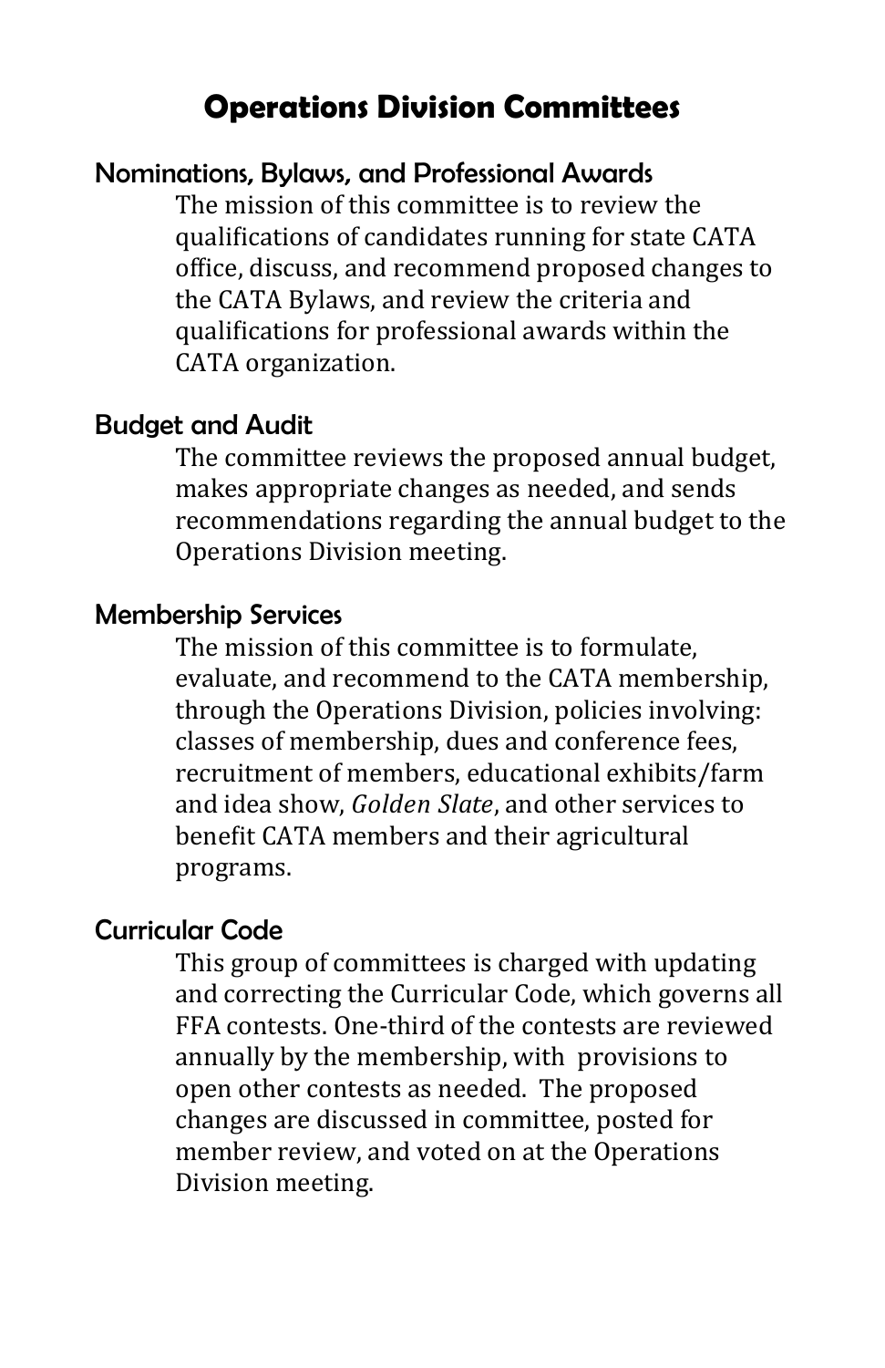# Operations Division Committees

## Nominations, Bylaws, and Professional Awards

The mission of this committee is to review the qualifications of candidates running for state CATA office, discuss, and recommend proposed changes to the CATA Bylaws, and review the criteria and qualifications for professional awards within the CATA organization.

## Budget and Audit

The committee reviews the proposed annual budget, makes appropriate changes as needed, and sends recommendations regarding the annual budget to the Operations Division meeting.

## Membership Services

The mission of this committee is to formulate, evaluate, and recommend to the CATA membership, through the Operations Division, policies involving: classes of membership, dues and conference fees, recruitment of members, educational exhibits/farm and idea show, *Golden Slate*, and other services to benefit CATA members and their agricultural programs.

## Curricular Code

This group of committees is charged with updating and correcting the Curricular Code, which governs all FFA contests. One-third of the contests are reviewed annually by the membership, with provisions to open other contests as needed. The proposed changes are discussed in committee, posted for member review, and voted on at the Operations Division meeting.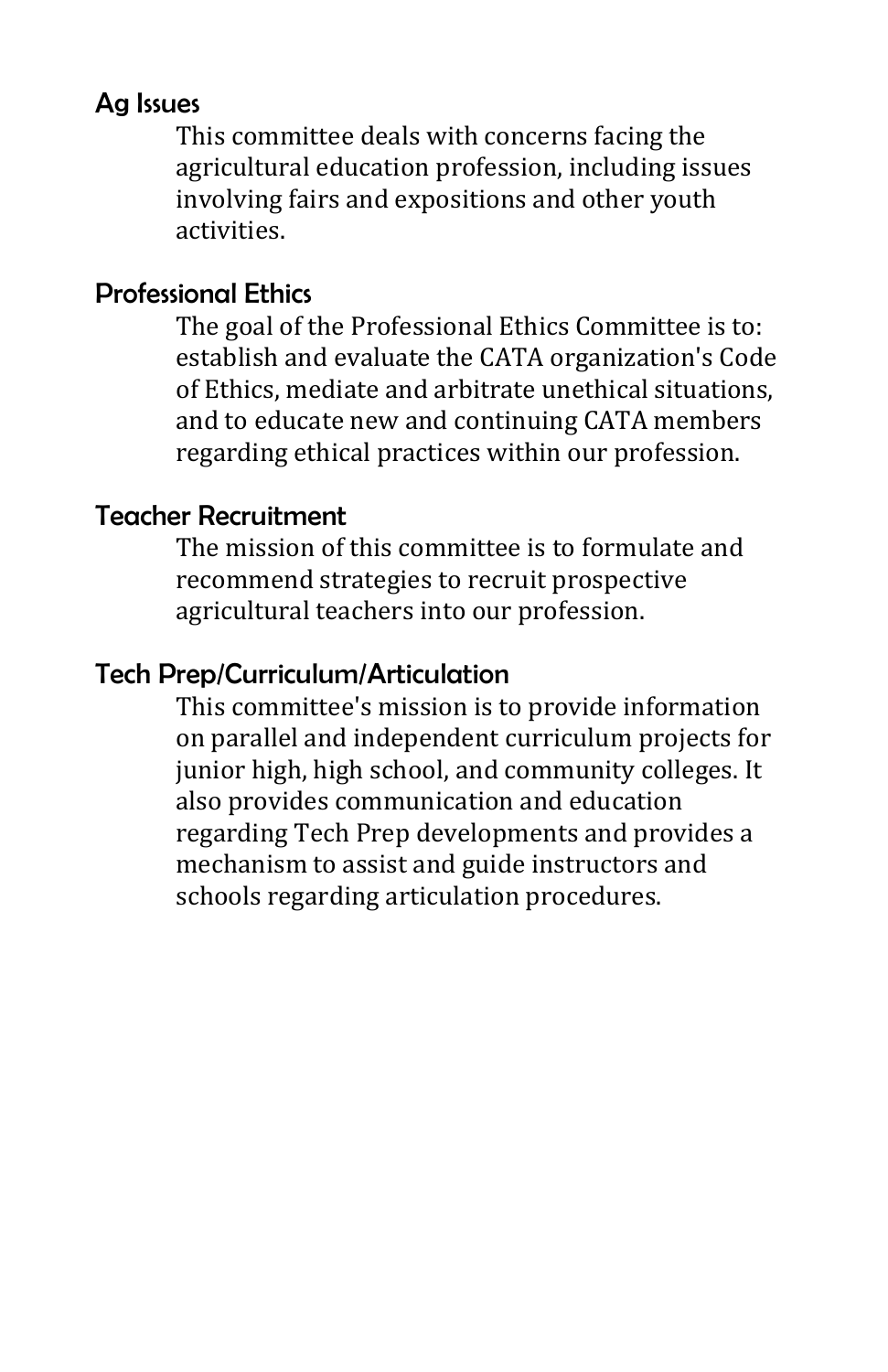### Ag Issues

This committee deals with concerns facing the agricultural education profession, including issues involving fairs and expositions and other youth activities.

### Professional Ethics

The goal of the Professional Ethics Committee is to: establish and evaluate the CATA organization's Code of Ethics, mediate and arbitrate unethical situations, and to educate new and continuing CATA members regarding ethical practices within our profession.

### Teacher Recruitment

The mission of this committee is to formulate and recommend strategies to recruit prospective agricultural teachers into our profession.

### Tech Prep/Curriculum/Articulation

This committee's mission is to provide information on parallel and independent curriculum projects for junior high, high school, and community colleges. It also provides communication and education regarding Tech Prep developments and provides a mechanism to assist and guide instructors and schools regarding articulation procedures.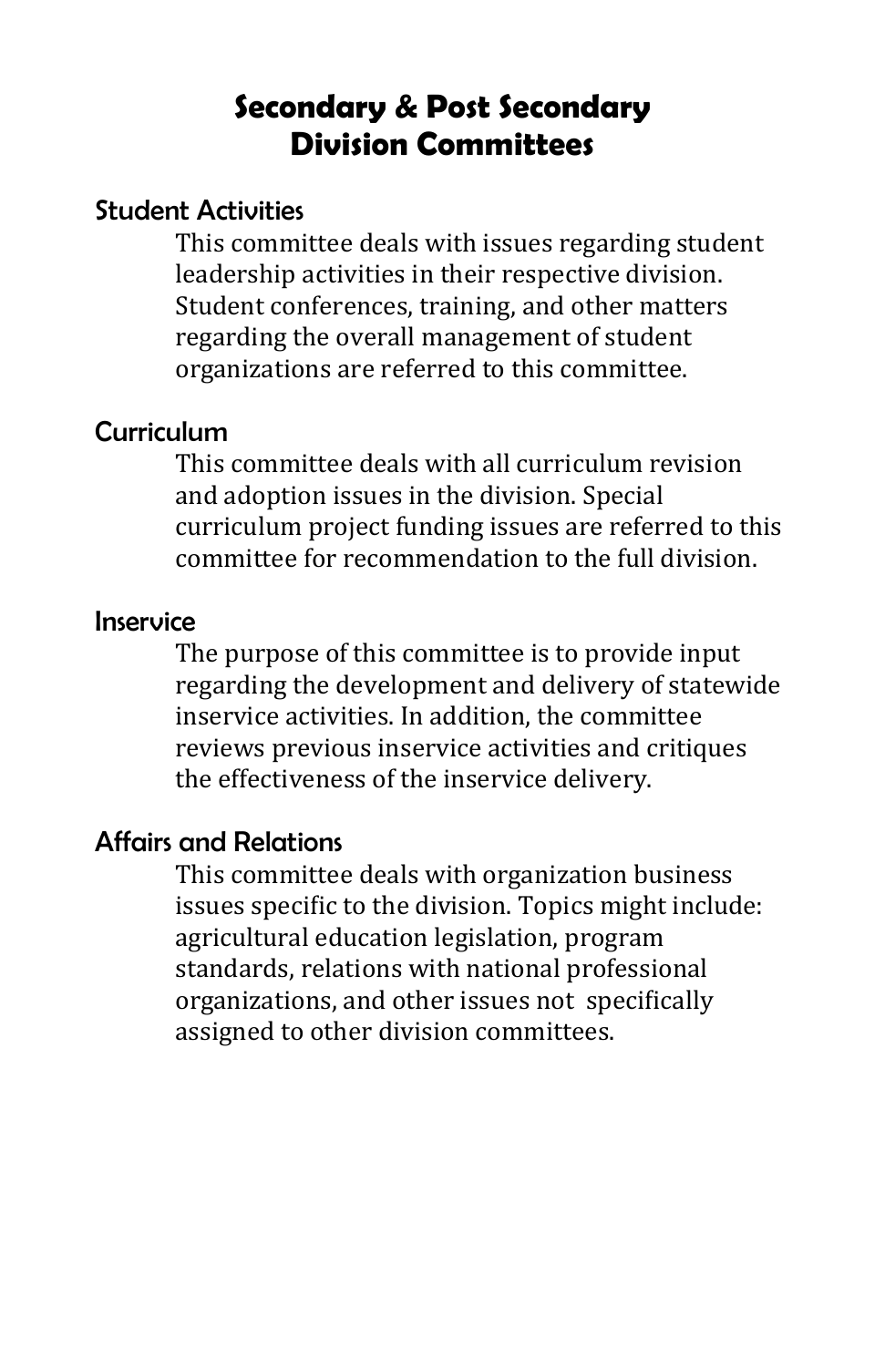# Secondary & Post Secondary Division Committees

## Student Activities

This committee deals with issues regarding student leadership activities in their respective division. Student conferences, training, and other matters regarding the overall management of student organizations are referred to this committee.

## Curriculum

This committee deals with all curriculum revision and adoption issues in the division. Special curriculum project funding issues are referred to this committee for recommendation to the full division.

## Inservice

The purpose of this committee is to provide input regarding the development and delivery of statewide inservice activities. In addition, the committee reviews previous inservice activities and critiques the effectiveness of the inservice delivery.

## Affairs and Relations

This committee deals with organization business issues specific to the division. Topics might include: agricultural education legislation, program standards, relations with national professional organizations, and other issues not specifically assigned to other division committees.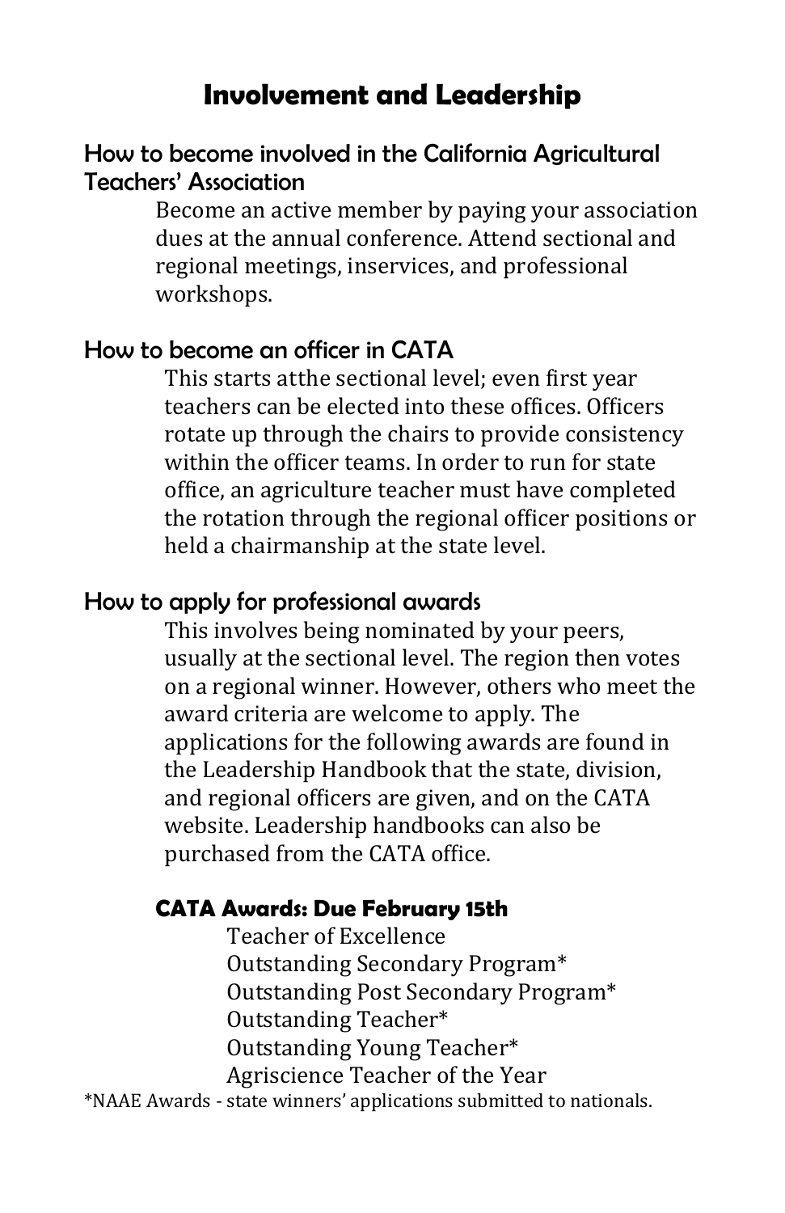# Involvement and Leadership

## How to become involved in the California Agricultural Teachers' Association

Become an active member by paying your association dues at the annual conference. Attend sectional and regional meetings, inservices, and professional workshops.

## How to become an officer in CATA

This starts atthe sectional level; even first year teachers can be elected into these offices. Officers rotate up through the chairs to provide consistency within the officer teams. In order to run for state office, an agriculture teacher must have completed the rotation through the regional officer positions or held a chairmanship at the state level.

## How to apply for professional awards

This involves being nominated by your peers, usually at the sectional level. The region then votes on a regional winner. However, others who meet the award criteria are welcome to apply. The applications for the following awards are found in the Leadership Handbook that the state, division, and regional officers are given, and on the CATA website. Leadership handbooks can also be purchased from the CATA office.

### CATA Awards: Due February 15th

- Teacher of Excellence
- Outstanding Secondary Program*
- Outstanding Post Secondary Program*
- Outstanding Teacher*
- Outstanding Young Teacher*
- Agriscience Teacher of the Year

*NAAE Awards - state winners' applications submitted to nationals.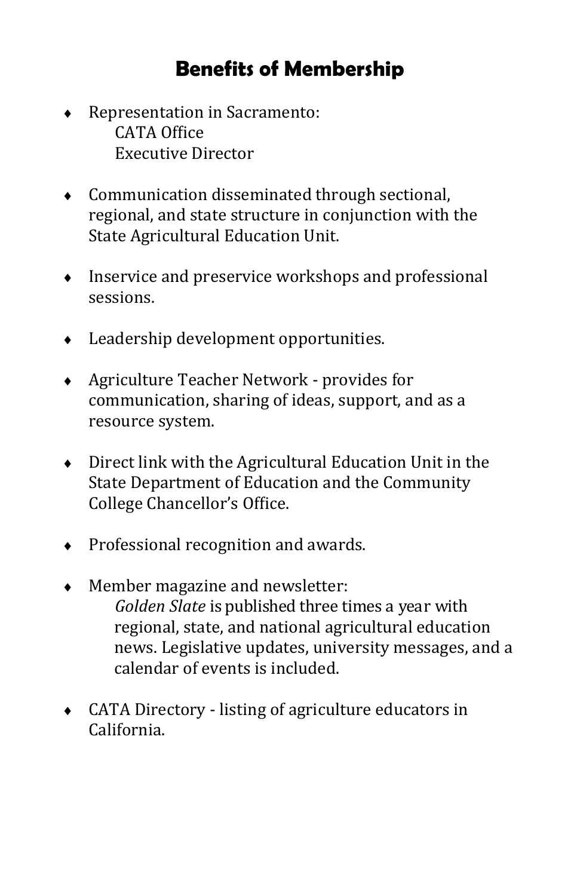## Benefits of Membership

- Representation in Sacramento:
  - CATA Office
  - Executive Director

- Communication disseminated through sectional, regional, and state structure in conjunction with the State Agricultural Education Unit.

- Inservice and preservice workshops and professional sessions.

- Leadership development opportunities.

- Agriculture Teacher Network - provides for communication, sharing of ideas, support, and as a resource system.

- Direct link with the Agricultural Education Unit in the State Department of Education and the Community College Chancellor's Office.

- Professional recognition and awards.

- Member magazine and newsletter:
  *Golden Slate* is published three times a year with regional, state, and national agricultural education news. Legislative updates, university messages, and a calendar of events is included.

- CATA Directory - listing of agriculture educators in California.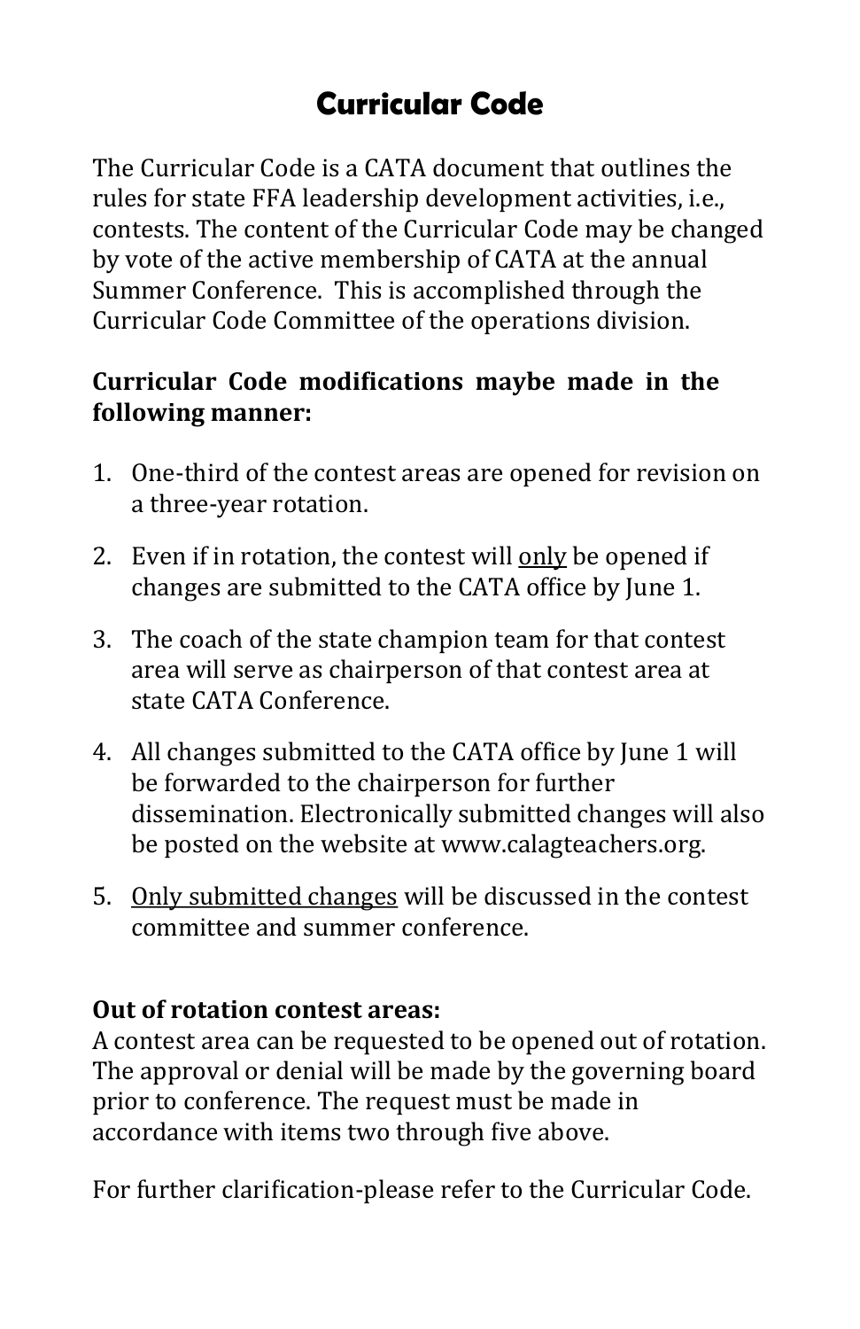# Curricular Code

The Curricular Code is a CATA document that outlines the rules for state FFA leadership development activities, i.e., contests. The content of the Curricular Code may be changed by vote of the active membership of CATA at the annual Summer Conference. This is accomplished through the Curricular Code Committee of the operations division.

**Curricular Code modifications maybe made in the following manner:**

1. One-third of the contest areas are opened for revision on a three-year rotation.

2. Even if in rotation, the contest will <u>only</u> be opened if changes are submitted to the CATA office by June 1.

3. The coach of the state champion team for that contest area will serve as chairperson of that contest area at state CATA Conference.

4. All changes submitted to the CATA office by June 1 will be forwarded to the chairperson for further dissemination. Electronically submitted changes will also be posted on the website at www.calagteachers.org.

5. <u>Only submitted changes</u> will be discussed in the contest committee and summer conference.

**Out of rotation contest areas:**
A contest area can be requested to be opened out of rotation. The approval or denial will be made by the governing board prior to conference. The request must be made in accordance with items two through five above.

For further clarification-please refer to the Curricular Code.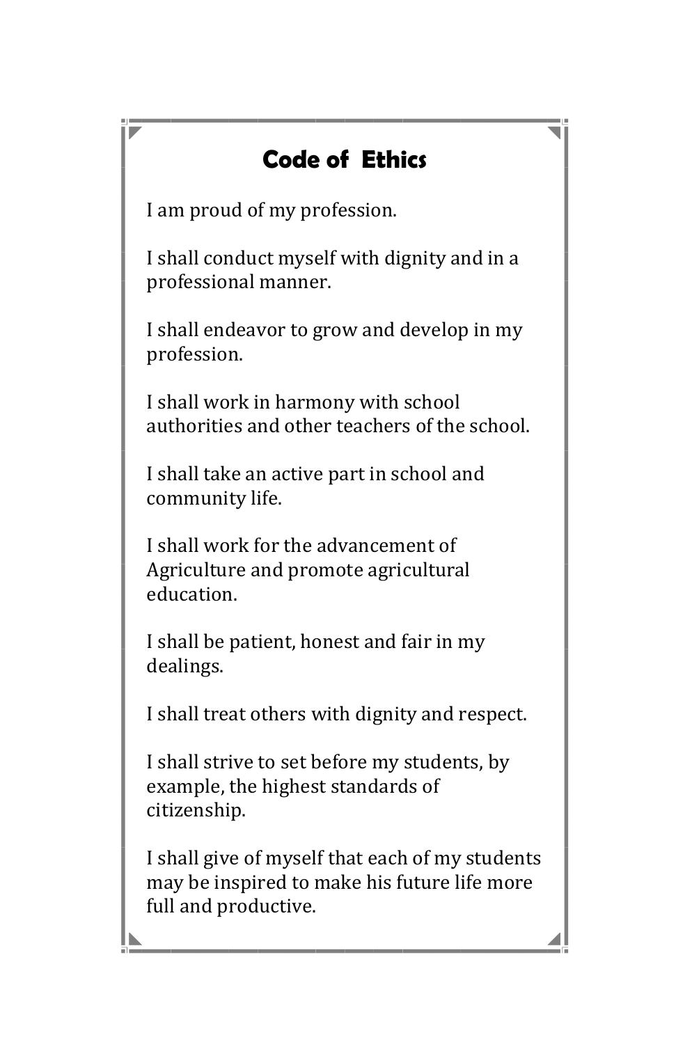# Code of Ethics

I am proud of my profession.

I shall conduct myself with dignity and in a professional manner.

I shall endeavor to grow and develop in my profession.

I shall work in harmony with school authorities and other teachers of the school.

I shall take an active part in school and community life.

I shall work for the advancement of Agriculture and promote agricultural education.

I shall be patient, honest and fair in my dealings.

I shall treat others with dignity and respect.

I shall strive to set before my students, by example, the highest standards of citizenship.

I shall give of myself that each of my students may be inspired to make his future life more full and productive.